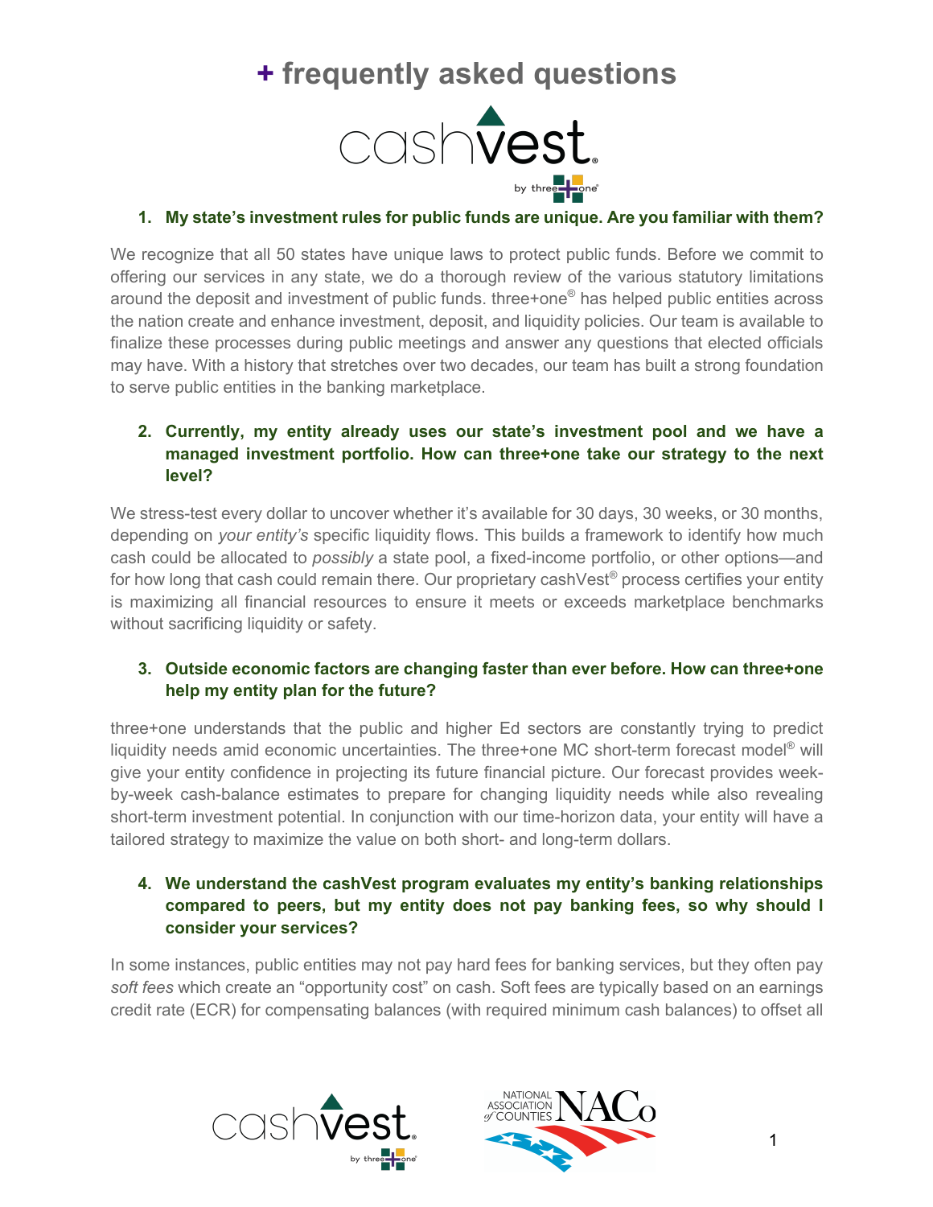# + frequently asked questions

1. **My state's investment rules for public funds are unique. Are you familiar with them?**

We recognize that all 50 states have unique laws to protect public funds. Before we commit to offering our services in any state, we do a thorough review of the various statutory limitations around the deposit and investment of public funds. three+one® has helped public entities across the nation create and enhance investment, deposit, and liquidity policies. Our team is available to finalize these processes during public meetings and answer any questions that elected officials may have. With a history that stretches over two decades, our team has built a strong foundation to serve public entities in the banking marketplace.

2. **Currently, my entity already uses our state's investment pool and we have a managed investment portfolio. How can three+one take our strategy to the next level?**

We stress-test every dollar to uncover whether it's available for 30 days, 30 weeks, or 30 months, depending on *your entity's* specific liquidity flows. This builds a framework to identify how much cash could be allocated to *possibly* a state pool, a fixed-income portfolio, or other options—and for how long that cash could remain there. Our proprietary cashVest® process certifies your entity is maximizing all financial resources to ensure it meets or exceeds marketplace benchmarks without sacrificing liquidity or safety.

3. **Outside economic factors are changing faster than ever before. How can three+one help my entity plan for the future?**

three+one understands that the public and higher Ed sectors are constantly trying to predict liquidity needs amid economic uncertainties. The three+one MC short-term forecast model® will give your entity confidence in projecting its future financial picture. Our forecast provides week-by-week cash-balance estimates to prepare for changing liquidity needs while also revealing short-term investment potential. In conjunction with our time-horizon data, your entity will have a tailored strategy to maximize the value on both short- and long-term dollars.

4. **We understand the cashVest program evaluates my entity's banking relationships compared to peers, but my entity does not pay banking fees, so why should I consider your services?**

In some instances, public entities may not pay hard fees for banking services, but they often pay *soft fees* which create an "opportunity cost" on cash. Soft fees are typically based on an earnings credit rate (ECR) for compensating balances (with required minimum cash balances) to offset all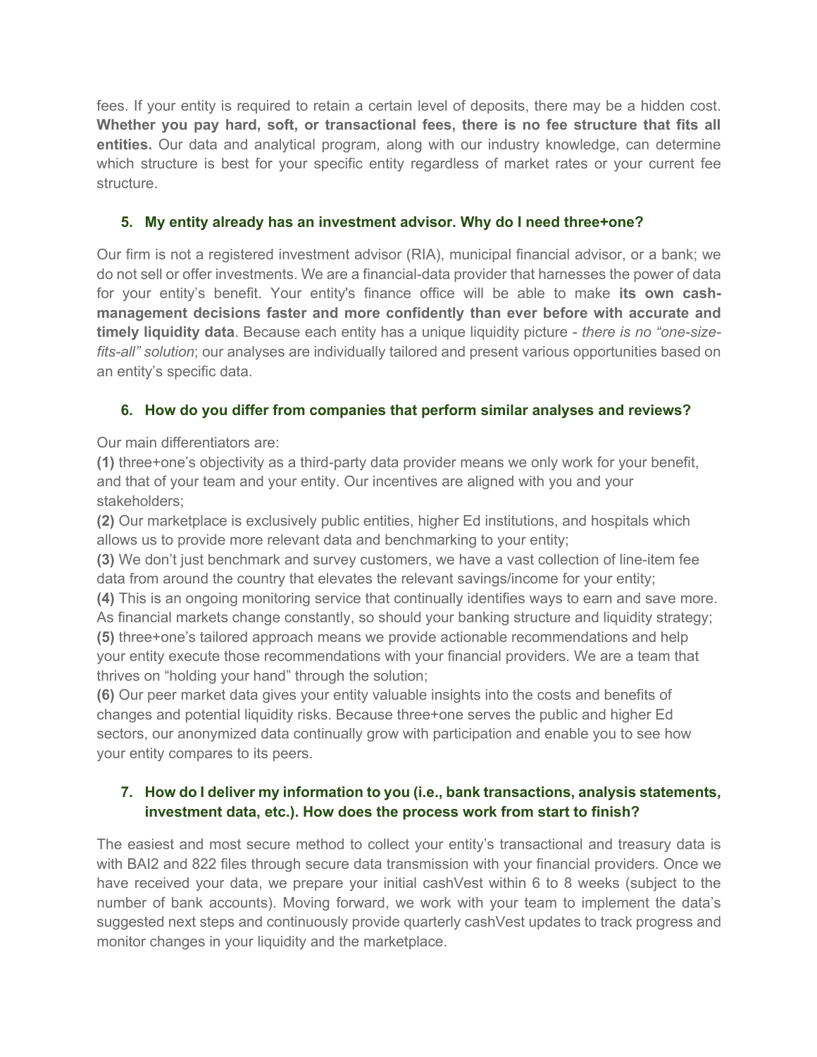fees. If your entity is required to retain a certain level of deposits, there may be a hidden cost. **Whether you pay hard, soft, or transactional fees, there is no fee structure that fits all entities.** Our data and analytical program, along with our industry knowledge, can determine which structure is best for your specific entity regardless of market rates or your current fee structure.

### 5. My entity already has an investment advisor. Why do I need three+one?

Our firm is not a registered investment advisor (RIA), municipal financial advisor, or a bank; we do not sell or offer investments. We are a financial-data provider that harnesses the power of data for your entity's benefit. Your entity's finance office will be able to make **its own cash-management decisions faster and more confidently than ever before with accurate and timely liquidity data**. Because each entity has a unique liquidity picture - *there is no "one-size-fits-all" solution*; our analyses are individually tailored and present various opportunities based on an entity's specific data.

### 6. How do you differ from companies that perform similar analyses and reviews?

Our main differentiators are:

**(1)** three+one's objectivity as a third-party data provider means we only work for your benefit, and that of your team and your entity. Our incentives are aligned with you and your stakeholders;

**(2)** Our marketplace is exclusively public entities, higher Ed institutions, and hospitals which allows us to provide more relevant data and benchmarking to your entity;

**(3)** We don't just benchmark and survey customers, we have a vast collection of line-item fee data from around the country that elevates the relevant savings/income for your entity;

**(4)** This is an ongoing monitoring service that continually identifies ways to earn and save more. As financial markets change constantly, so should your banking structure and liquidity strategy;

**(5)** three+one's tailored approach means we provide actionable recommendations and help your entity execute those recommendations with your financial providers. We are a team that thrives on "holding your hand" through the solution;

**(6)** Our peer market data gives your entity valuable insights into the costs and benefits of changes and potential liquidity risks. Because three+one serves the public and higher Ed sectors, our anonymized data continually grow with participation and enable you to see how your entity compares to its peers.

### 7. How do I deliver my information to you (i.e., bank transactions, analysis statements, investment data, etc.). How does the process work from start to finish?

The easiest and most secure method to collect your entity's transactional and treasury data is with BAI2 and 822 files through secure data transmission with your financial providers. Once we have received your data, we prepare your initial cashVest within 6 to 8 weeks (subject to the number of bank accounts). Moving forward, we work with your team to implement the data's suggested next steps and continuously provide quarterly cashVest updates to track progress and monitor changes in your liquidity and the marketplace.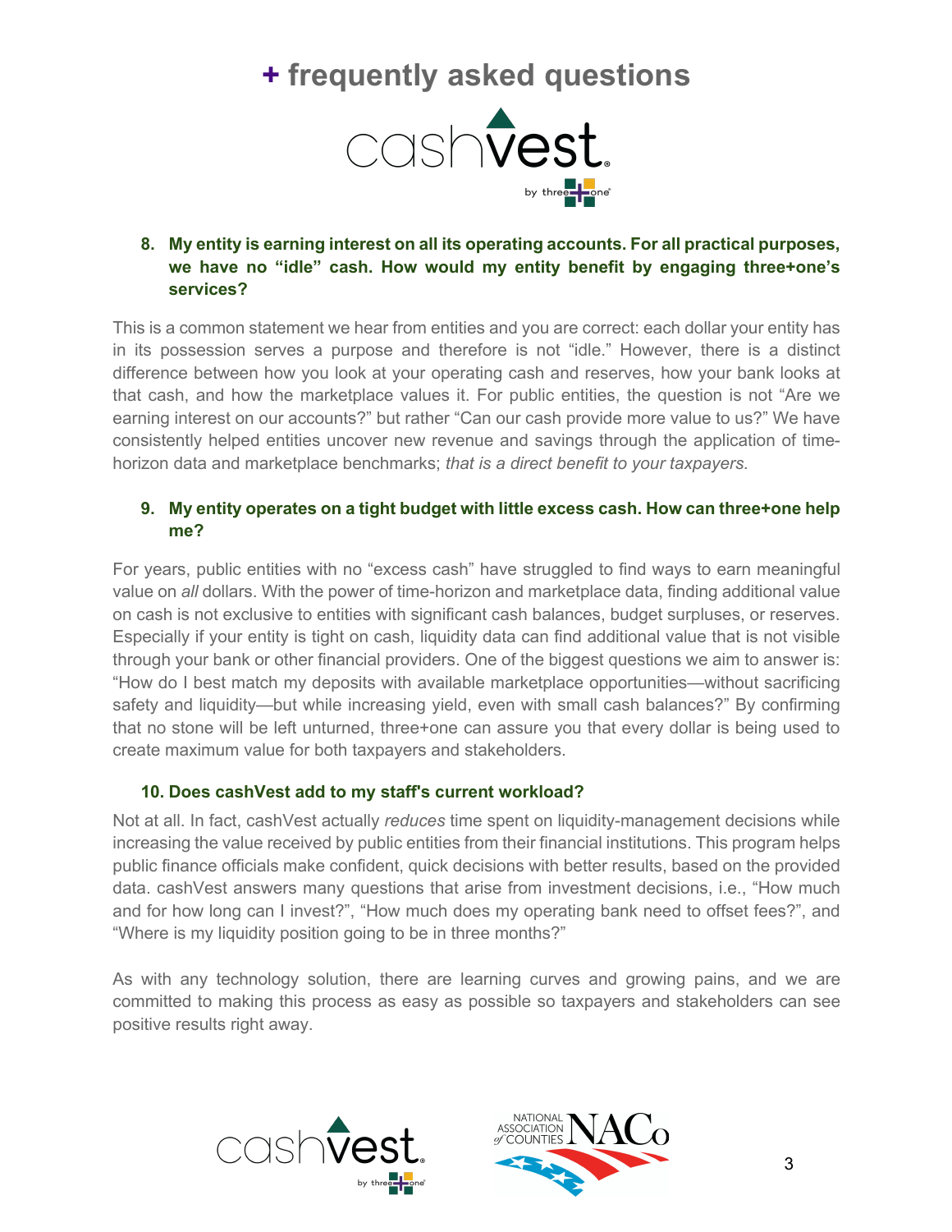# + frequently asked questions

**8. My entity is earning interest on all its operating accounts. For all practical purposes, we have no "idle" cash. How would my entity benefit by engaging three+one's services?**

This is a common statement we hear from entities and you are correct: each dollar your entity has in its possession serves a purpose and therefore is not "idle." However, there is a distinct difference between how you look at your operating cash and reserves, how your bank looks at that cash, and how the marketplace values it. For public entities, the question is not "Are we earning interest on our accounts?" but rather "Can our cash provide more value to us?" We have consistently helped entities uncover new revenue and savings through the application of time-horizon data and marketplace benchmarks; *that is a direct benefit to your taxpayers.*

**9. My entity operates on a tight budget with little excess cash. How can three+one help me?**

For years, public entities with no "excess cash" have struggled to find ways to earn meaningful value on *all* dollars. With the power of time-horizon and marketplace data, finding additional value on cash is not exclusive to entities with significant cash balances, budget surpluses, or reserves. Especially if your entity is tight on cash, liquidity data can find additional value that is not visible through your bank or other financial providers. One of the biggest questions we aim to answer is: "How do I best match my deposits with available marketplace opportunities—without sacrificing safety and liquidity—but while increasing yield, even with small cash balances?" By confirming that no stone will be left unturned, three+one can assure you that every dollar is being used to create maximum value for both taxpayers and stakeholders.

**10. Does cashVest add to my staff's current workload?**

Not at all. In fact, cashVest actually *reduces* time spent on liquidity-management decisions while increasing the value received by public entities from their financial institutions. This program helps public finance officials make confident, quick decisions with better results, based on the provided data. cashVest answers many questions that arise from investment decisions, i.e., "How much and for how long can I invest?", "How much does my operating bank need to offset fees?", and "Where is my liquidity position going to be in three months?"

As with any technology solution, there are learning curves and growing pains, and we are committed to making this process as easy as possible so taxpayers and stakeholders can see positive results right away.